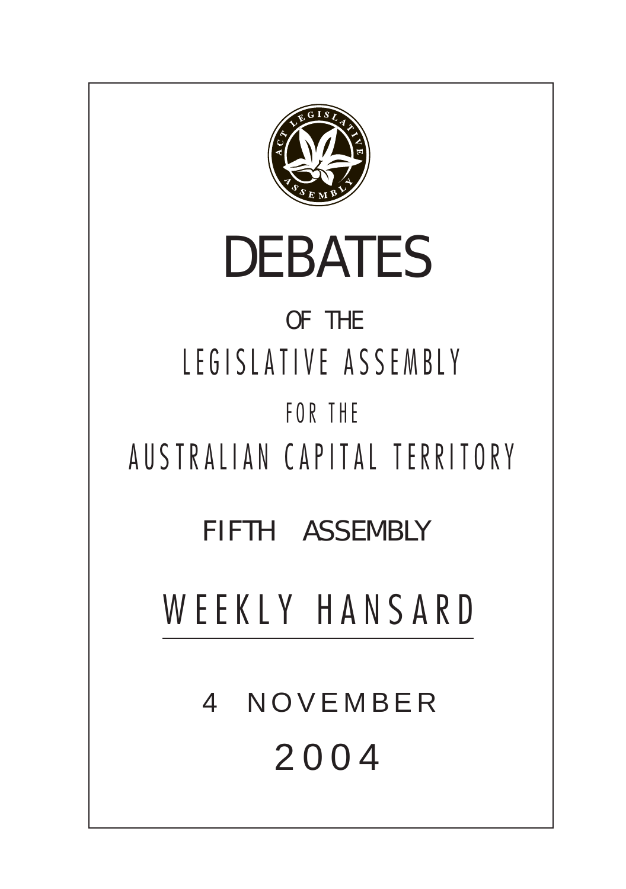# DEBATES

OF THE

LEGISLATIVE ASSEMBLY

FOR THE

AUSTRALIAN CAPITAL TERRITORY

FIFTH ASSEMBLY

## WEEKLY HANSARD

4 NOVEMBER

2004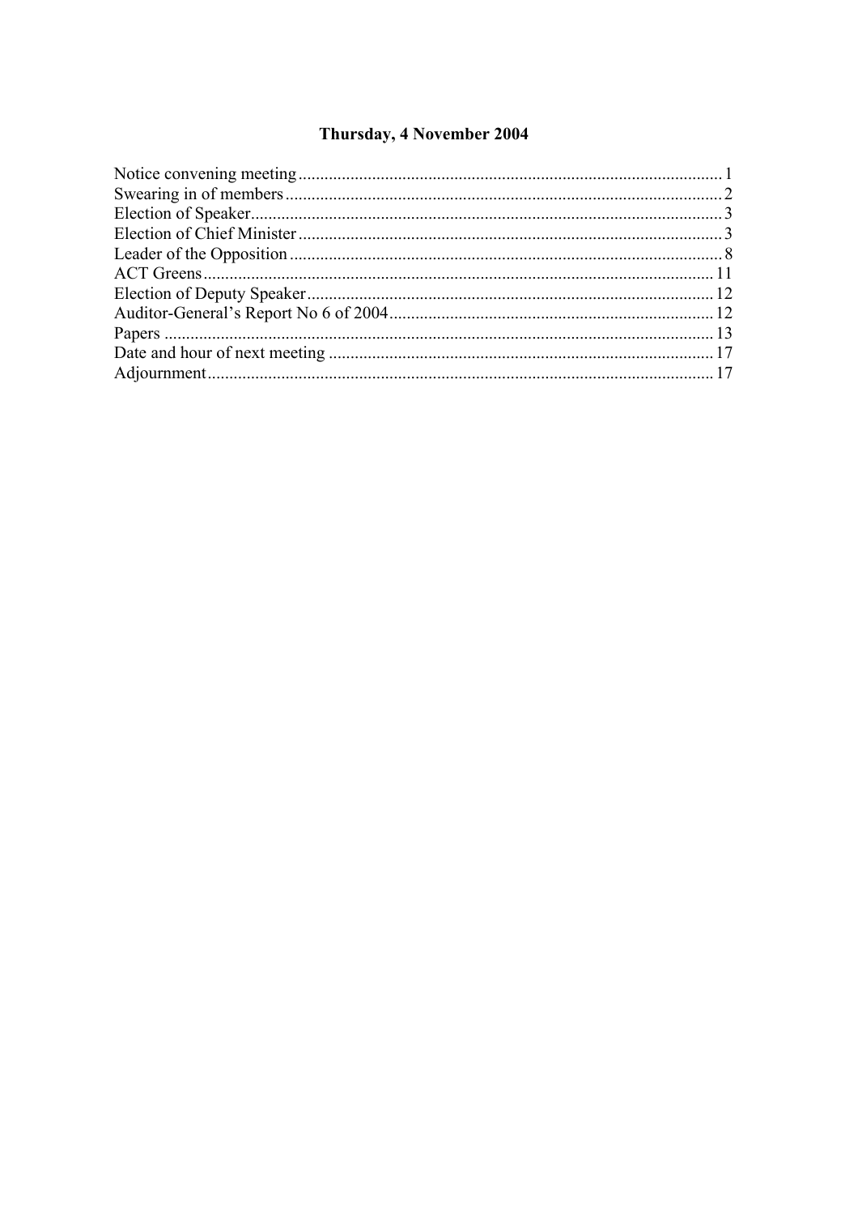# Thursday, 4 November 2004

| | |
|---|---|
| Notice convening meeting | 1 |
| Swearing in of members | 2 |
| Election of Speaker | 3 |
| Election of Chief Minister | 3 |
| Leader of the Opposition | 8 |
| ACT Greens | 11 |
| Election of Deputy Speaker | 12 |
| Auditor-General's Report No 6 of 2004 | 12 |
| Papers | 13 |
| Date and hour of next meeting | 17 |
| Adjournment | 17 |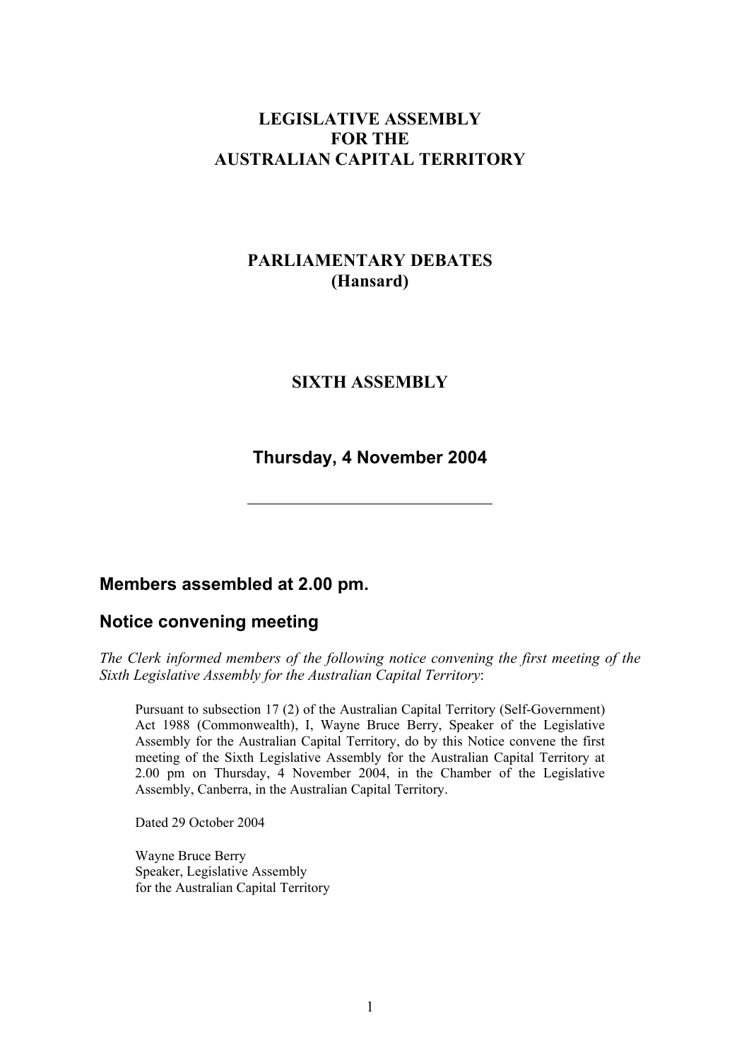# LEGISLATIVE ASSEMBLY
# FOR THE
# AUSTRALIAN CAPITAL TERRITORY

# PARLIAMENTARY DEBATES
# (Hansard)

# SIXTH ASSEMBLY

## Thursday, 4 November 2004

---

## Members assembled at 2.00 pm.

## Notice convening meeting

*The Clerk informed members of the following notice convening the first meeting of the Sixth Legislative Assembly for the Australian Capital Territory*:

> Pursuant to subsection 17 (2) of the Australian Capital Territory (Self-Government) Act 1988 (Commonwealth), I, Wayne Bruce Berry, Speaker of the Legislative Assembly for the Australian Capital Territory, do by this Notice convene the first meeting of the Sixth Legislative Assembly for the Australian Capital Territory at 2.00 pm on Thursday, 4 November 2004, in the Chamber of the Legislative Assembly, Canberra, in the Australian Capital Territory.
>
> Dated 29 October 2004
>
> Wayne Bruce Berry
> Speaker, Legislative Assembly
> for the Australian Capital Territory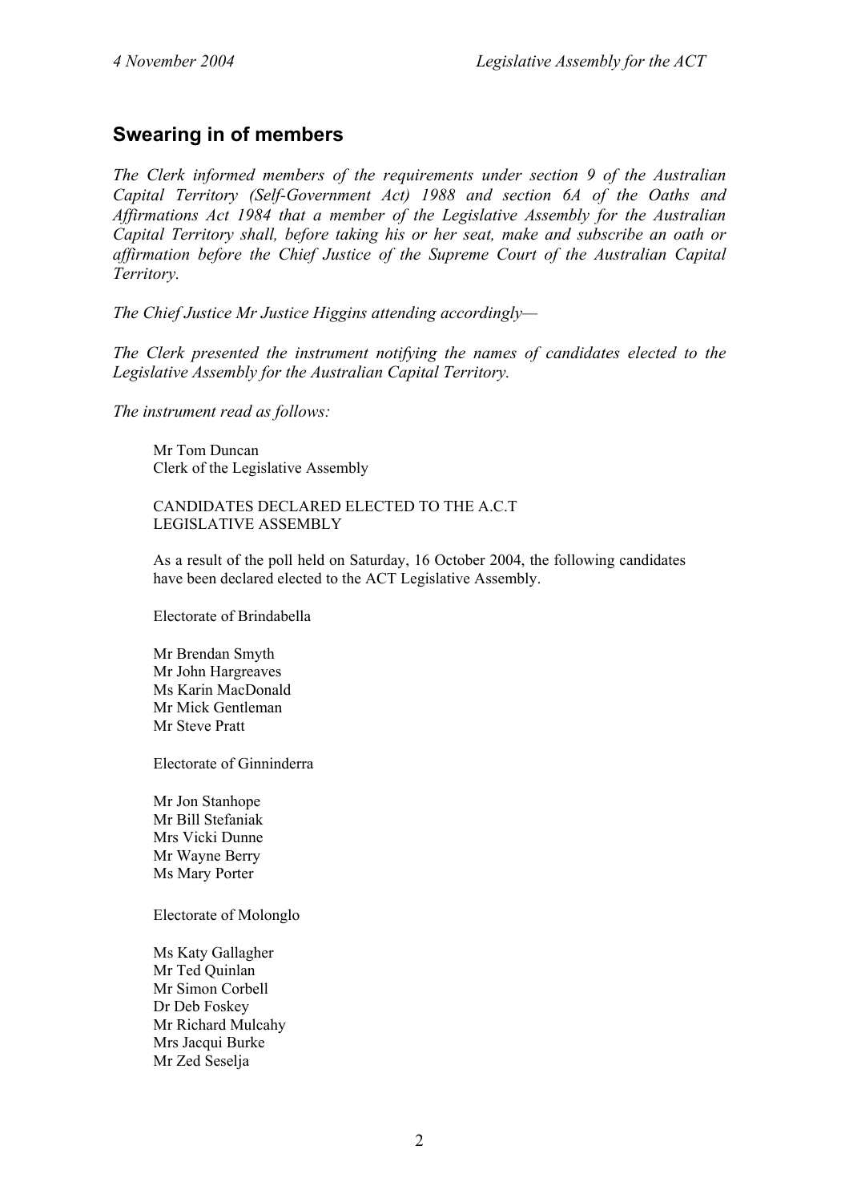## Swearing in of members

*The Clerk informed members of the requirements under section 9 of the Australian Capital Territory (Self-Government Act) 1988 and section 6A of the Oaths and Affirmations Act 1984 that a member of the Legislative Assembly for the Australian Capital Territory shall, before taking his or her seat, make and subscribe an oath or affirmation before the Chief Justice of the Supreme Court of the Australian Capital Territory.*

*The Chief Justice Mr Justice Higgins attending accordingly—*

*The Clerk presented the instrument notifying the names of candidates elected to the Legislative Assembly for the Australian Capital Territory.*

*The instrument read as follows:*

> Mr Tom Duncan
> Clerk of the Legislative Assembly
>
> CANDIDATES DECLARED ELECTED TO THE A.C.T LEGISLATIVE ASSEMBLY
>
> As a result of the poll held on Saturday, 16 October 2004, the following candidates have been declared elected to the ACT Legislative Assembly.
>
> Electorate of Brindabella
>
> Mr Brendan Smyth
> Mr John Hargreaves
> Ms Karin MacDonald
> Mr Mick Gentleman
> Mr Steve Pratt
>
> Electorate of Ginninderra
>
> Mr Jon Stanhope
> Mr Bill Stefaniak
> Mrs Vicki Dunne
> Mr Wayne Berry
> Ms Mary Porter
>
> Electorate of Molonglo
>
> Ms Katy Gallagher
> Mr Ted Quinlan
> Mr Simon Corbell
> Dr Deb Foskey
> Mr Richard Mulcahy
> Mrs Jacqui Burke
> Mr Zed Seselja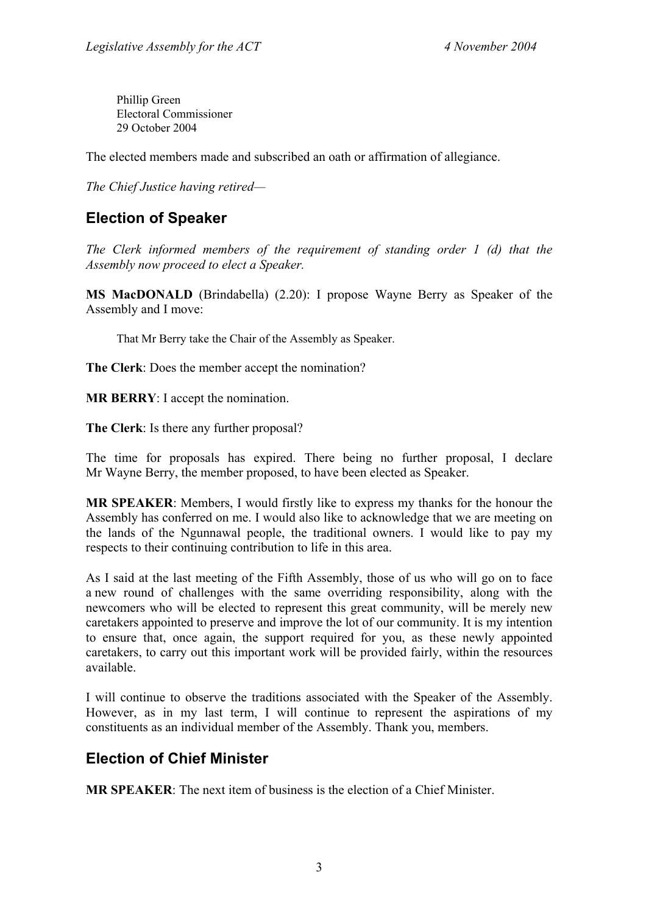Phillip Green
Electoral Commissioner
29 October 2004

The elected members made and subscribed an oath or affirmation of allegiance.

*The Chief Justice having retired—*

## Election of Speaker

*The Clerk informed members of the requirement of standing order 1 (d) that the Assembly now proceed to elect a Speaker.*

**MS MacDONALD** (Brindabella) (2.20): I propose Wayne Berry as Speaker of the Assembly and I move:

> That Mr Berry take the Chair of the Assembly as Speaker.

**The Clerk**: Does the member accept the nomination?

**MR BERRY**: I accept the nomination.

**The Clerk**: Is there any further proposal?

The time for proposals has expired. There being no further proposal, I declare Mr Wayne Berry, the member proposed, to have been elected as Speaker.

**MR SPEAKER**: Members, I would firstly like to express my thanks for the honour the Assembly has conferred on me. I would also like to acknowledge that we are meeting on the lands of the Ngunnawal people, the traditional owners. I would like to pay my respects to their continuing contribution to life in this area.

As I said at the last meeting of the Fifth Assembly, those of us who will go on to face a new round of challenges with the same overriding responsibility, along with the newcomers who will be elected to represent this great community, will be merely new caretakers appointed to preserve and improve the lot of our community. It is my intention to ensure that, once again, the support required for you, as these newly appointed caretakers, to carry out this important work will be provided fairly, within the resources available.

I will continue to observe the traditions associated with the Speaker of the Assembly. However, as in my last term, I will continue to represent the aspirations of my constituents as an individual member of the Assembly. Thank you, members.

## Election of Chief Minister

**MR SPEAKER**: The next item of business is the election of a Chief Minister.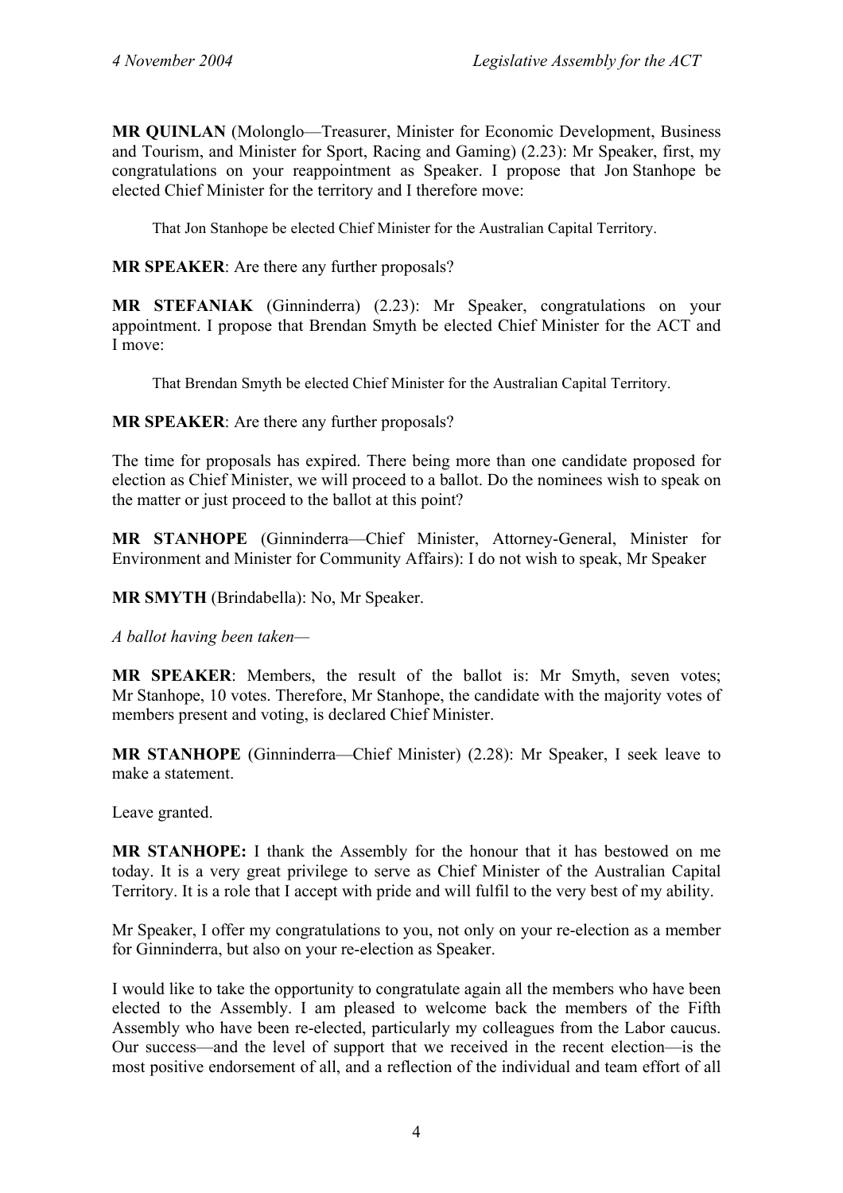**MR QUINLAN** (Molonglo—Treasurer, Minister for Economic Development, Business and Tourism, and Minister for Sport, Racing and Gaming) (2.23): Mr Speaker, first, my congratulations on your reappointment as Speaker. I propose that Jon Stanhope be elected Chief Minister for the territory and I therefore move:

> That Jon Stanhope be elected Chief Minister for the Australian Capital Territory.

**MR SPEAKER**: Are there any further proposals?

**MR STEFANIAK** (Ginninderra) (2.23): Mr Speaker, congratulations on your appointment. I propose that Brendan Smyth be elected Chief Minister for the ACT and I move:

> That Brendan Smyth be elected Chief Minister for the Australian Capital Territory.

**MR SPEAKER**: Are there any further proposals?

The time for proposals has expired. There being more than one candidate proposed for election as Chief Minister, we will proceed to a ballot. Do the nominees wish to speak on the matter or just proceed to the ballot at this point?

**MR STANHOPE** (Ginninderra—Chief Minister, Attorney-General, Minister for Environment and Minister for Community Affairs): I do not wish to speak, Mr Speaker

**MR SMYTH** (Brindabella): No, Mr Speaker.

*A ballot having been taken—*

**MR SPEAKER**: Members, the result of the ballot is: Mr Smyth, seven votes; Mr Stanhope, 10 votes. Therefore, Mr Stanhope, the candidate with the majority votes of members present and voting, is declared Chief Minister.

**MR STANHOPE** (Ginninderra—Chief Minister) (2.28): Mr Speaker, I seek leave to make a statement.

Leave granted.

**MR STANHOPE:** I thank the Assembly for the honour that it has bestowed on me today. It is a very great privilege to serve as Chief Minister of the Australian Capital Territory. It is a role that I accept with pride and will fulfil to the very best of my ability.

Mr Speaker, I offer my congratulations to you, not only on your re-election as a member for Ginninderra, but also on your re-election as Speaker.

I would like to take the opportunity to congratulate again all the members who have been elected to the Assembly. I am pleased to welcome back the members of the Fifth Assembly who have been re-elected, particularly my colleagues from the Labor caucus. Our success—and the level of support that we received in the recent election—is the most positive endorsement of all, and a reflection of the individual and team effort of all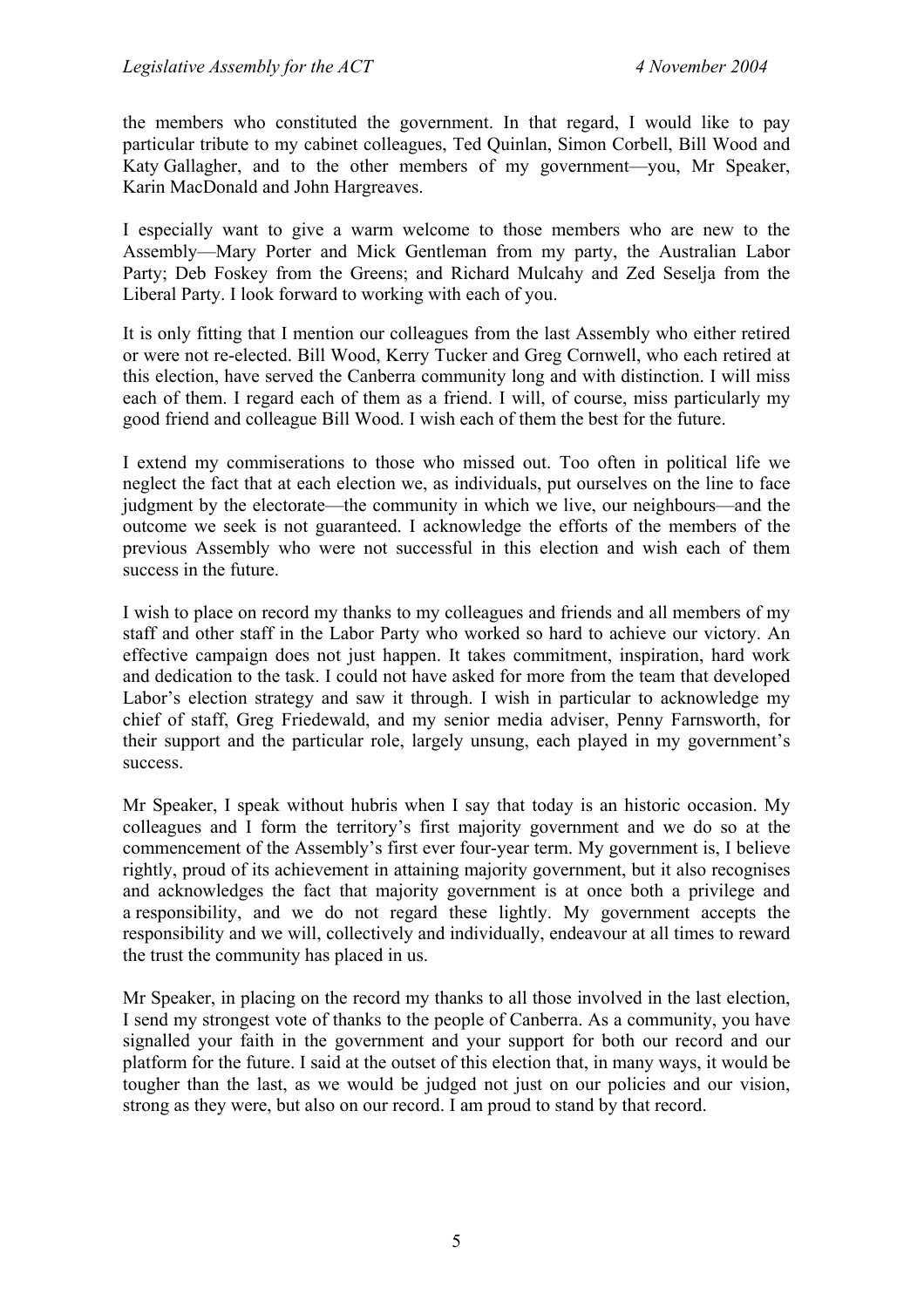the members who constituted the government. In that regard, I would like to pay particular tribute to my cabinet colleagues, Ted Quinlan, Simon Corbell, Bill Wood and Katy Gallagher, and to the other members of my government—you, Mr Speaker, Karin MacDonald and John Hargreaves.

I especially want to give a warm welcome to those members who are new to the Assembly—Mary Porter and Mick Gentleman from my party, the Australian Labor Party; Deb Foskey from the Greens; and Richard Mulcahy and Zed Seselja from the Liberal Party. I look forward to working with each of you.

It is only fitting that I mention our colleagues from the last Assembly who either retired or were not re-elected. Bill Wood, Kerry Tucker and Greg Cornwell, who each retired at this election, have served the Canberra community long and with distinction. I will miss each of them. I regard each of them as a friend. I will, of course, miss particularly my good friend and colleague Bill Wood. I wish each of them the best for the future.

I extend my commiserations to those who missed out. Too often in political life we neglect the fact that at each election we, as individuals, put ourselves on the line to face judgment by the electorate—the community in which we live, our neighbours—and the outcome we seek is not guaranteed. I acknowledge the efforts of the members of the previous Assembly who were not successful in this election and wish each of them success in the future.

I wish to place on record my thanks to my colleagues and friends and all members of my staff and other staff in the Labor Party who worked so hard to achieve our victory. An effective campaign does not just happen. It takes commitment, inspiration, hard work and dedication to the task. I could not have asked for more from the team that developed Labor's election strategy and saw it through. I wish in particular to acknowledge my chief of staff, Greg Friedewald, and my senior media adviser, Penny Farnsworth, for their support and the particular role, largely unsung, each played in my government's success.

Mr Speaker, I speak without hubris when I say that today is an historic occasion. My colleagues and I form the territory's first majority government and we do so at the commencement of the Assembly's first ever four-year term. My government is, I believe rightly, proud of its achievement in attaining majority government, but it also recognises and acknowledges the fact that majority government is at once both a privilege and a responsibility, and we do not regard these lightly. My government accepts the responsibility and we will, collectively and individually, endeavour at all times to reward the trust the community has placed in us.

Mr Speaker, in placing on the record my thanks to all those involved in the last election, I send my strongest vote of thanks to the people of Canberra. As a community, you have signalled your faith in the government and your support for both our record and our platform for the future. I said at the outset of this election that, in many ways, it would be tougher than the last, as we would be judged not just on our policies and our vision, strong as they were, but also on our record. I am proud to stand by that record.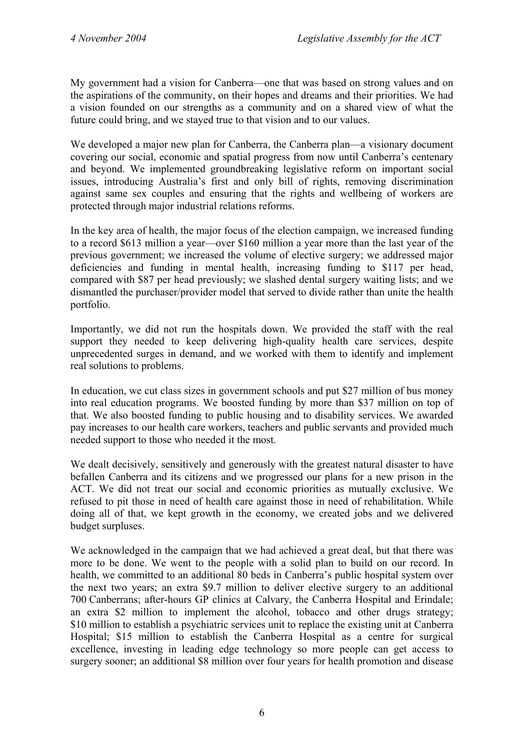My government had a vision for Canberra—one that was based on strong values and on the aspirations of the community, on their hopes and dreams and their priorities. We had a vision founded on our strengths as a community and on a shared view of what the future could bring, and we stayed true to that vision and to our values.

We developed a major new plan for Canberra, the Canberra plan—a visionary document covering our social, economic and spatial progress from now until Canberra's centenary and beyond. We implemented groundbreaking legislative reform on important social issues, introducing Australia's first and only bill of rights, removing discrimination against same sex couples and ensuring that the rights and wellbeing of workers are protected through major industrial relations reforms.

In the key area of health, the major focus of the election campaign, we increased funding to a record $613 million a year—over $160 million a year more than the last year of the previous government; we increased the volume of elective surgery; we addressed major deficiencies and funding in mental health, increasing funding to $117 per head, compared with $87 per head previously; we slashed dental surgery waiting lists; and we dismantled the purchaser/provider model that served to divide rather than unite the health portfolio.

Importantly, we did not run the hospitals down. We provided the staff with the real support they needed to keep delivering high-quality health care services, despite unprecedented surges in demand, and we worked with them to identify and implement real solutions to problems.

In education, we cut class sizes in government schools and put $27 million of bus money into real education programs. We boosted funding by more than $37 million on top of that. We also boosted funding to public housing and to disability services. We awarded pay increases to our health care workers, teachers and public servants and provided much needed support to those who needed it the most.

We dealt decisively, sensitively and generously with the greatest natural disaster to have befallen Canberra and its citizens and we progressed our plans for a new prison in the ACT. We did not treat our social and economic priorities as mutually exclusive. We refused to pit those in need of health care against those in need of rehabilitation. While doing all of that, we kept growth in the economy, we created jobs and we delivered budget surpluses.

We acknowledged in the campaign that we had achieved a great deal, but that there was more to be done. We went to the people with a solid plan to build on our record. In health, we committed to an additional 80 beds in Canberra's public hospital system over the next two years; an extra $9.7 million to deliver elective surgery to an additional 700 Canberrans; after-hours GP clinics at Calvary, the Canberra Hospital and Erindale; an extra $2 million to implement the alcohol, tobacco and other drugs strategy; $10 million to establish a psychiatric services unit to replace the existing unit at Canberra Hospital; $15 million to establish the Canberra Hospital as a centre for surgical excellence, investing in leading edge technology so more people can get access to surgery sooner; an additional $8 million over four years for health promotion and disease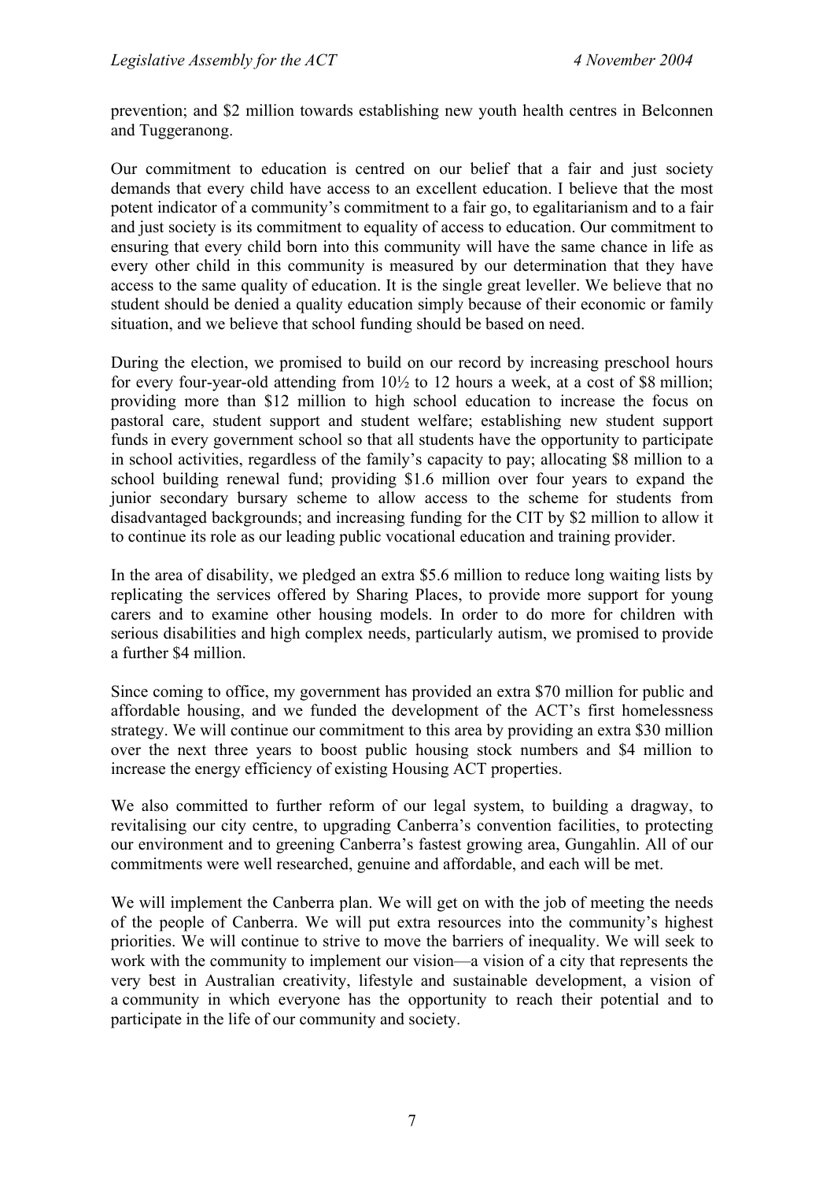prevention; and $2 million towards establishing new youth health centres in Belconnen and Tuggeranong.

Our commitment to education is centred on our belief that a fair and just society demands that every child have access to an excellent education. I believe that the most potent indicator of a community's commitment to a fair go, to egalitarianism and to a fair and just society is its commitment to equality of access to education. Our commitment to ensuring that every child born into this community will have the same chance in life as every other child in this community is measured by our determination that they have access to the same quality of education. It is the single great leveller. We believe that no student should be denied a quality education simply because of their economic or family situation, and we believe that school funding should be based on need.

During the election, we promised to build on our record by increasing preschool hours for every four-year-old attending from 10½ to 12 hours a week, at a cost of $8 million; providing more than $12 million to high school education to increase the focus on pastoral care, student support and student welfare; establishing new student support funds in every government school so that all students have the opportunity to participate in school activities, regardless of the family's capacity to pay; allocating $8 million to a school building renewal fund; providing $1.6 million over four years to expand the junior secondary bursary scheme to allow access to the scheme for students from disadvantaged backgrounds; and increasing funding for the CIT by $2 million to allow it to continue its role as our leading public vocational education and training provider.

In the area of disability, we pledged an extra $5.6 million to reduce long waiting lists by replicating the services offered by Sharing Places, to provide more support for young carers and to examine other housing models. In order to do more for children with serious disabilities and high complex needs, particularly autism, we promised to provide a further $4 million.

Since coming to office, my government has provided an extra $70 million for public and affordable housing, and we funded the development of the ACT's first homelessness strategy. We will continue our commitment to this area by providing an extra $30 million over the next three years to boost public housing stock numbers and $4 million to increase the energy efficiency of existing Housing ACT properties.

We also committed to further reform of our legal system, to building a dragway, to revitalising our city centre, to upgrading Canberra's convention facilities, to protecting our environment and to greening Canberra's fastest growing area, Gungahlin. All of our commitments were well researched, genuine and affordable, and each will be met.

We will implement the Canberra plan. We will get on with the job of meeting the needs of the people of Canberra. We will put extra resources into the community's highest priorities. We will continue to strive to move the barriers of inequality. We will seek to work with the community to implement our vision—a vision of a city that represents the very best in Australian creativity, lifestyle and sustainable development, a vision of a community in which everyone has the opportunity to reach their potential and to participate in the life of our community and society.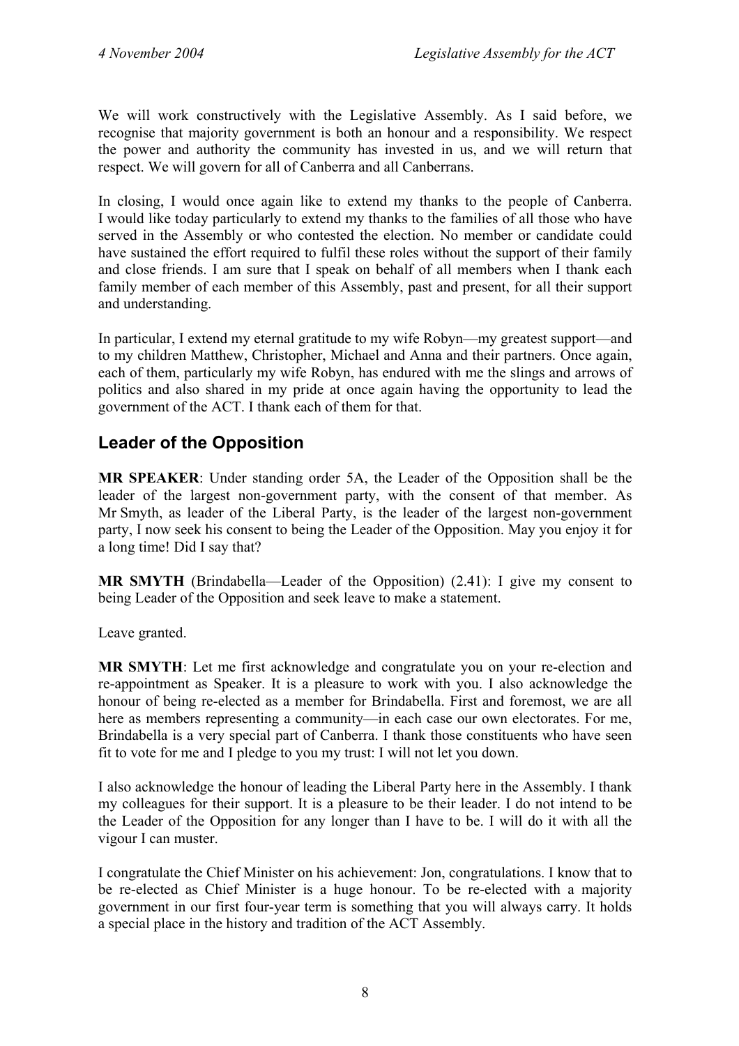We will work constructively with the Legislative Assembly. As I said before, we recognise that majority government is both an honour and a responsibility. We respect the power and authority the community has invested in us, and we will return that respect. We will govern for all of Canberra and all Canberrans.

In closing, I would once again like to extend my thanks to the people of Canberra. I would like today particularly to extend my thanks to the families of all those who have served in the Assembly or who contested the election. No member or candidate could have sustained the effort required to fulfil these roles without the support of their family and close friends. I am sure that I speak on behalf of all members when I thank each family member of each member of this Assembly, past and present, for all their support and understanding.

In particular, I extend my eternal gratitude to my wife Robyn—my greatest support—and to my children Matthew, Christopher, Michael and Anna and their partners. Once again, each of them, particularly my wife Robyn, has endured with me the slings and arrows of politics and also shared in my pride at once again having the opportunity to lead the government of the ACT. I thank each of them for that.

## Leader of the Opposition

**MR SPEAKER**: Under standing order 5A, the Leader of the Opposition shall be the leader of the largest non-government party, with the consent of that member. As Mr Smyth, as leader of the Liberal Party, is the leader of the largest non-government party, I now seek his consent to being the Leader of the Opposition. May you enjoy it for a long time! Did I say that?

**MR SMYTH** (Brindabella—Leader of the Opposition) (2.41): I give my consent to being Leader of the Opposition and seek leave to make a statement.

Leave granted.

**MR SMYTH**: Let me first acknowledge and congratulate you on your re-election and re-appointment as Speaker. It is a pleasure to work with you. I also acknowledge the honour of being re-elected as a member for Brindabella. First and foremost, we are all here as members representing a community—in each case our own electorates. For me, Brindabella is a very special part of Canberra. I thank those constituents who have seen fit to vote for me and I pledge to you my trust: I will not let you down.

I also acknowledge the honour of leading the Liberal Party here in the Assembly. I thank my colleagues for their support. It is a pleasure to be their leader. I do not intend to be the Leader of the Opposition for any longer than I have to be. I will do it with all the vigour I can muster.

I congratulate the Chief Minister on his achievement: Jon, congratulations. I know that to be re-elected as Chief Minister is a huge honour. To be re-elected with a majority government in our first four-year term is something that you will always carry. It holds a special place in the history and tradition of the ACT Assembly.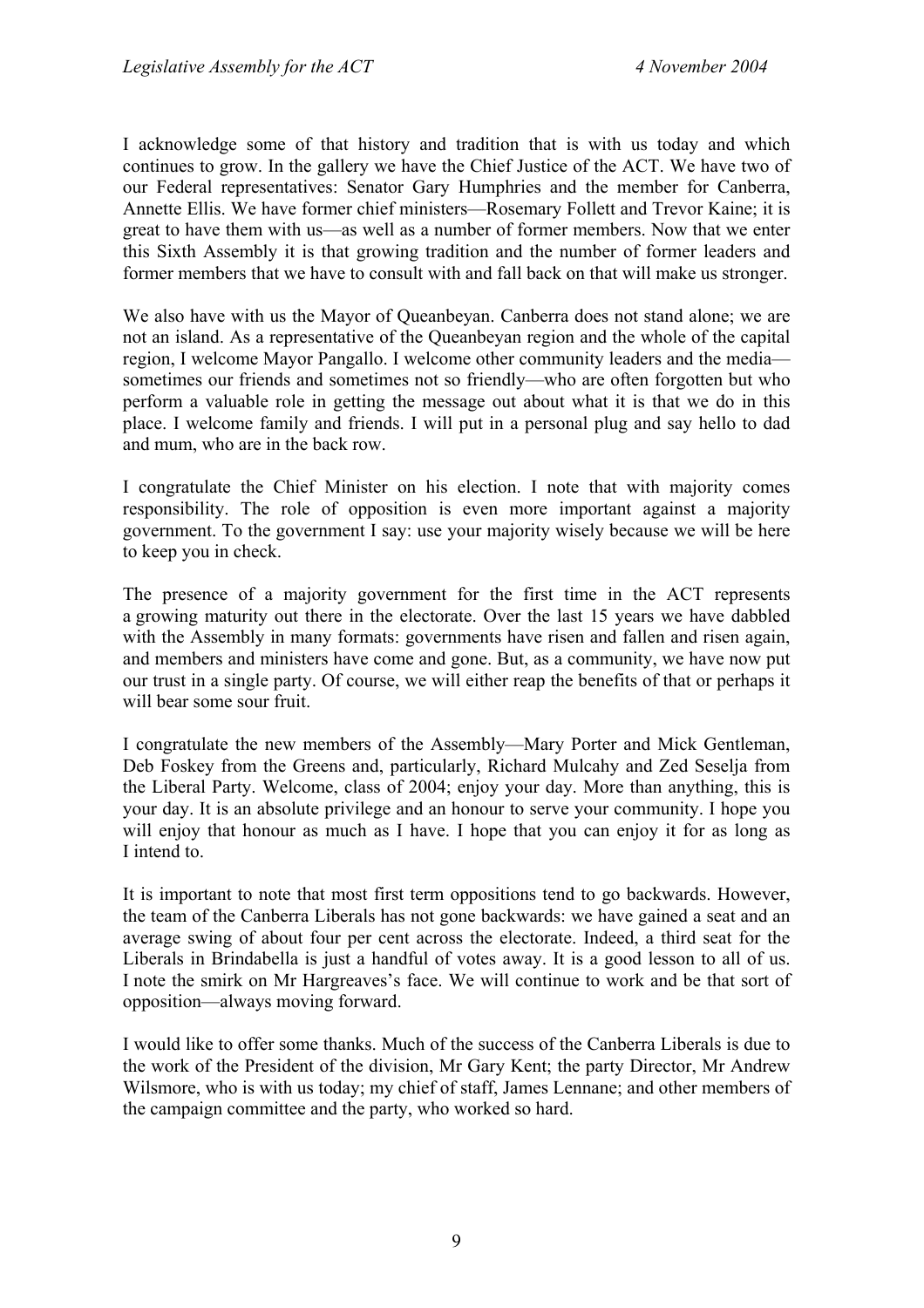I acknowledge some of that history and tradition that is with us today and which continues to grow. In the gallery we have the Chief Justice of the ACT. We have two of our Federal representatives: Senator Gary Humphries and the member for Canberra, Annette Ellis. We have former chief ministers—Rosemary Follett and Trevor Kaine; it is great to have them with us—as well as a number of former members. Now that we enter this Sixth Assembly it is that growing tradition and the number of former leaders and former members that we have to consult with and fall back on that will make us stronger.

We also have with us the Mayor of Queanbeyan. Canberra does not stand alone; we are not an island. As a representative of the Queanbeyan region and the whole of the capital region, I welcome Mayor Pangallo. I welcome other community leaders and the media—sometimes our friends and sometimes not so friendly—who are often forgotten but who perform a valuable role in getting the message out about what it is that we do in this place. I welcome family and friends. I will put in a personal plug and say hello to dad and mum, who are in the back row.

I congratulate the Chief Minister on his election. I note that with majority comes responsibility. The role of opposition is even more important against a majority government. To the government I say: use your majority wisely because we will be here to keep you in check.

The presence of a majority government for the first time in the ACT represents a growing maturity out there in the electorate. Over the last 15 years we have dabbled with the Assembly in many formats: governments have risen and fallen and risen again, and members and ministers have come and gone. But, as a community, we have now put our trust in a single party. Of course, we will either reap the benefits of that or perhaps it will bear some sour fruit.

I congratulate the new members of the Assembly—Mary Porter and Mick Gentleman, Deb Foskey from the Greens and, particularly, Richard Mulcahy and Zed Seselja from the Liberal Party. Welcome, class of 2004; enjoy your day. More than anything, this is your day. It is an absolute privilege and an honour to serve your community. I hope you will enjoy that honour as much as I have. I hope that you can enjoy it for as long as I intend to.

It is important to note that most first term oppositions tend to go backwards. However, the team of the Canberra Liberals has not gone backwards: we have gained a seat and an average swing of about four per cent across the electorate. Indeed, a third seat for the Liberals in Brindabella is just a handful of votes away. It is a good lesson to all of us. I note the smirk on Mr Hargreaves's face. We will continue to work and be that sort of opposition—always moving forward.

I would like to offer some thanks. Much of the success of the Canberra Liberals is due to the work of the President of the division, Mr Gary Kent; the party Director, Mr Andrew Wilsmore, who is with us today; my chief of staff, James Lennane; and other members of the campaign committee and the party, who worked so hard.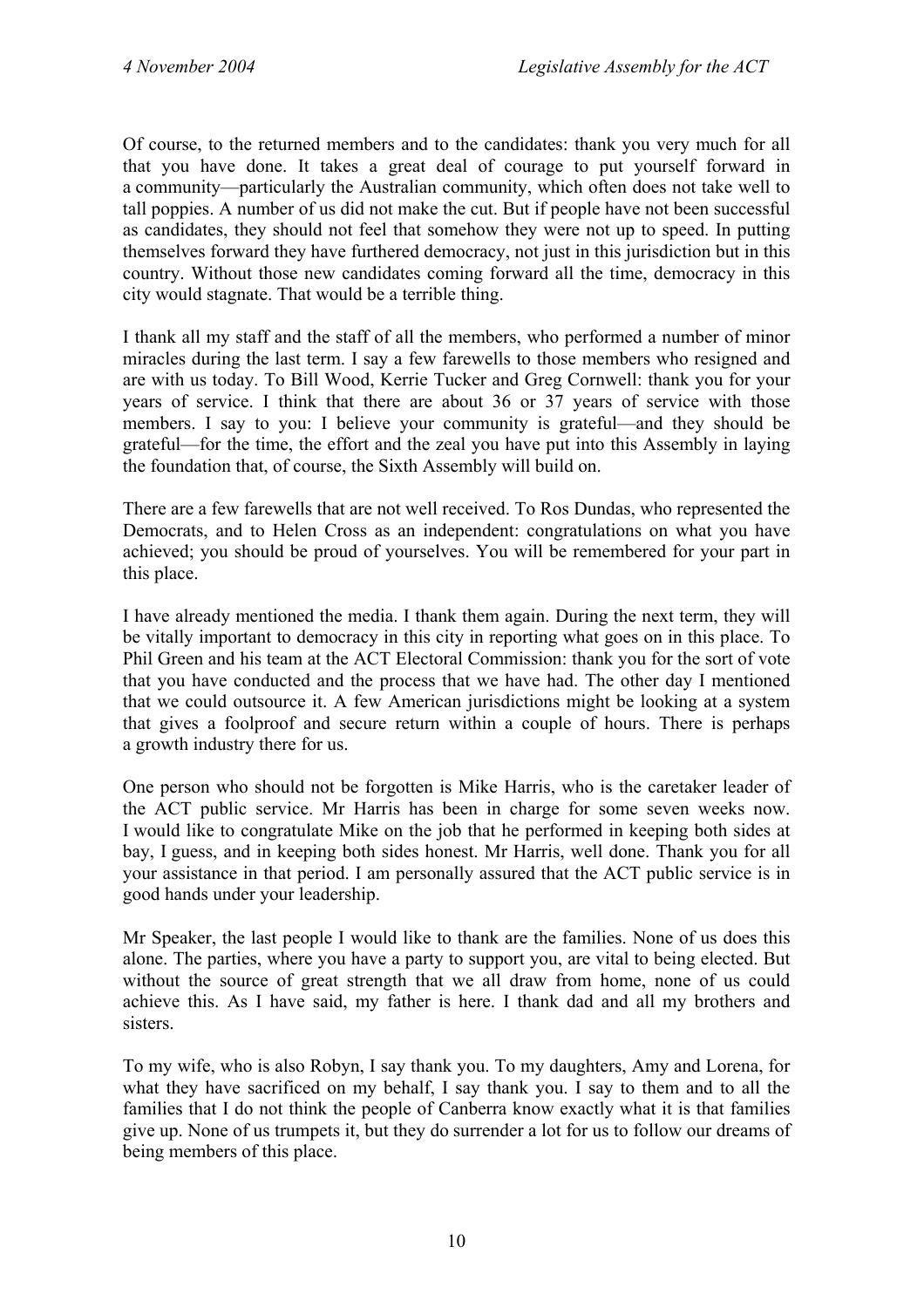Of course, to the returned members and to the candidates: thank you very much for all that you have done. It takes a great deal of courage to put yourself forward in a community—particularly the Australian community, which often does not take well to tall poppies. A number of us did not make the cut. But if people have not been successful as candidates, they should not feel that somehow they were not up to speed. In putting themselves forward they have furthered democracy, not just in this jurisdiction but in this country. Without those new candidates coming forward all the time, democracy in this city would stagnate. That would be a terrible thing.

I thank all my staff and the staff of all the members, who performed a number of minor miracles during the last term. I say a few farewells to those members who resigned and are with us today. To Bill Wood, Kerrie Tucker and Greg Cornwell: thank you for your years of service. I think that there are about 36 or 37 years of service with those members. I say to you: I believe your community is grateful—and they should be grateful—for the time, the effort and the zeal you have put into this Assembly in laying the foundation that, of course, the Sixth Assembly will build on.

There are a few farewells that are not well received. To Ros Dundas, who represented the Democrats, and to Helen Cross as an independent: congratulations on what you have achieved; you should be proud of yourselves. You will be remembered for your part in this place.

I have already mentioned the media. I thank them again. During the next term, they will be vitally important to democracy in this city in reporting what goes on in this place. To Phil Green and his team at the ACT Electoral Commission: thank you for the sort of vote that you have conducted and the process that we have had. The other day I mentioned that we could outsource it. A few American jurisdictions might be looking at a system that gives a foolproof and secure return within a couple of hours. There is perhaps a growth industry there for us.

One person who should not be forgotten is Mike Harris, who is the caretaker leader of the ACT public service. Mr Harris has been in charge for some seven weeks now. I would like to congratulate Mike on the job that he performed in keeping both sides at bay, I guess, and in keeping both sides honest. Mr Harris, well done. Thank you for all your assistance in that period. I am personally assured that the ACT public service is in good hands under your leadership.

Mr Speaker, the last people I would like to thank are the families. None of us does this alone. The parties, where you have a party to support you, are vital to being elected. But without the source of great strength that we all draw from home, none of us could achieve this. As I have said, my father is here. I thank dad and all my brothers and sisters.

To my wife, who is also Robyn, I say thank you. To my daughters, Amy and Lorena, for what they have sacrificed on my behalf, I say thank you. I say to them and to all the families that I do not think the people of Canberra know exactly what it is that families give up. None of us trumpets it, but they do surrender a lot for us to follow our dreams of being members of this place.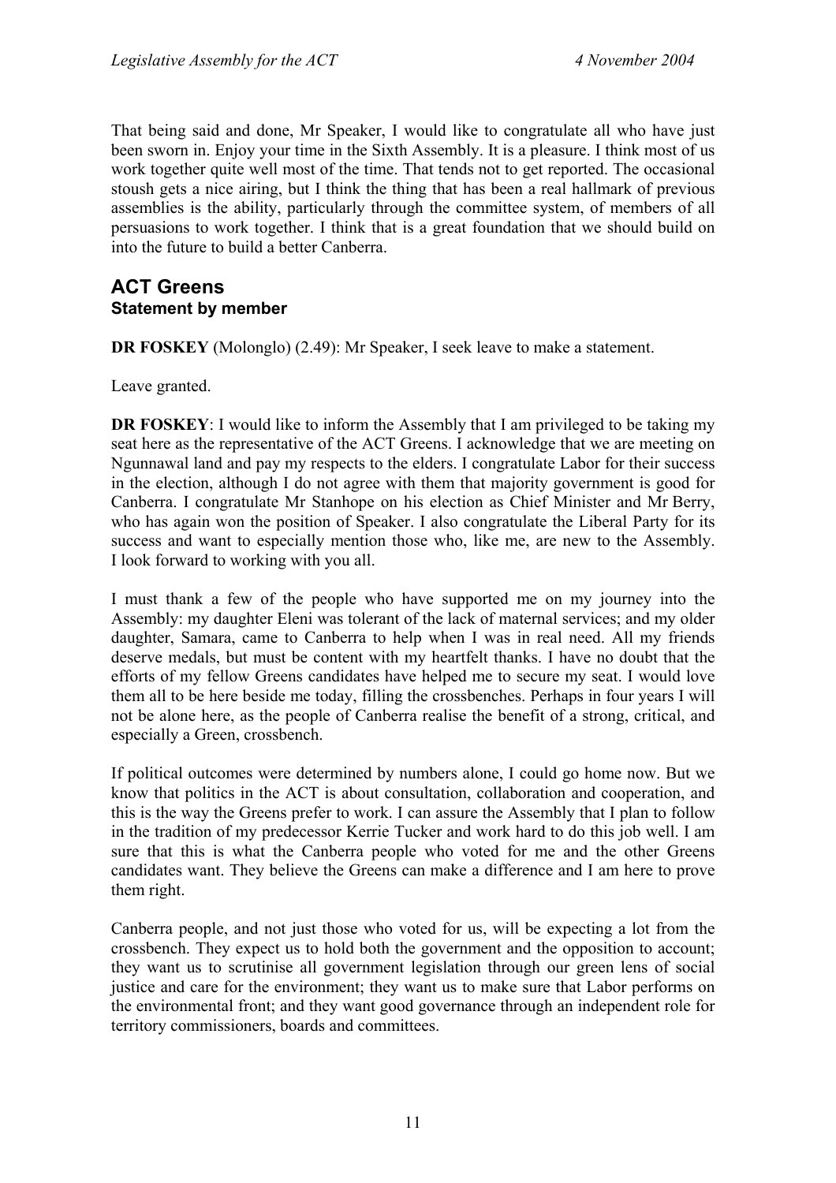That being said and done, Mr Speaker, I would like to congratulate all who have just been sworn in. Enjoy your time in the Sixth Assembly. It is a pleasure. I think most of us work together quite well most of the time. That tends not to get reported. The occasional stoush gets a nice airing, but I think the thing that has been a real hallmark of previous assemblies is the ability, particularly through the committee system, of members of all persuasions to work together. I think that is a great foundation that we should build on into the future to build a better Canberra.

## ACT Greens
### Statement by member

**DR FOSKEY** (Molonglo) (2.49): Mr Speaker, I seek leave to make a statement.

Leave granted.

**DR FOSKEY**: I would like to inform the Assembly that I am privileged to be taking my seat here as the representative of the ACT Greens. I acknowledge that we are meeting on Ngunnawal land and pay my respects to the elders. I congratulate Labor for their success in the election, although I do not agree with them that majority government is good for Canberra. I congratulate Mr Stanhope on his election as Chief Minister and Mr Berry, who has again won the position of Speaker. I also congratulate the Liberal Party for its success and want to especially mention those who, like me, are new to the Assembly. I look forward to working with you all.

I must thank a few of the people who have supported me on my journey into the Assembly: my daughter Eleni was tolerant of the lack of maternal services; and my older daughter, Samara, came to Canberra to help when I was in real need. All my friends deserve medals, but must be content with my heartfelt thanks. I have no doubt that the efforts of my fellow Greens candidates have helped me to secure my seat. I would love them all to be here beside me today, filling the crossbenches. Perhaps in four years I will not be alone here, as the people of Canberra realise the benefit of a strong, critical, and especially a Green, crossbench.

If political outcomes were determined by numbers alone, I could go home now. But we know that politics in the ACT is about consultation, collaboration and cooperation, and this is the way the Greens prefer to work. I can assure the Assembly that I plan to follow in the tradition of my predecessor Kerrie Tucker and work hard to do this job well. I am sure that this is what the Canberra people who voted for me and the other Greens candidates want. They believe the Greens can make a difference and I am here to prove them right.

Canberra people, and not just those who voted for us, will be expecting a lot from the crossbench. They expect us to hold both the government and the opposition to account; they want us to scrutinise all government legislation through our green lens of social justice and care for the environment; they want us to make sure that Labor performs on the environmental front; and they want good governance through an independent role for territory commissioners, boards and committees.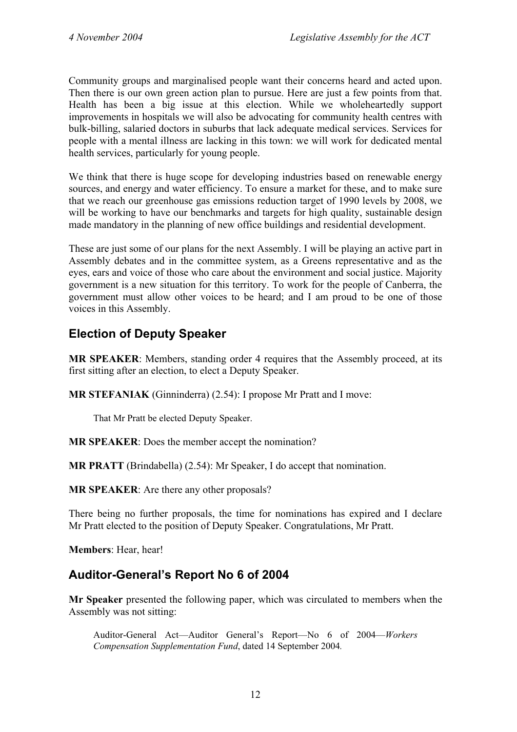Community groups and marginalised people want their concerns heard and acted upon. Then there is our own green action plan to pursue. Here are just a few points from that. Health has been a big issue at this election. While we wholeheartedly support improvements in hospitals we will also be advocating for community health centres with bulk-billing, salaried doctors in suburbs that lack adequate medical services. Services for people with a mental illness are lacking in this town: we will work for dedicated mental health services, particularly for young people.

We think that there is huge scope for developing industries based on renewable energy sources, and energy and water efficiency. To ensure a market for these, and to make sure that we reach our greenhouse gas emissions reduction target of 1990 levels by 2008, we will be working to have our benchmarks and targets for high quality, sustainable design made mandatory in the planning of new office buildings and residential development.

These are just some of our plans for the next Assembly. I will be playing an active part in Assembly debates and in the committee system, as a Greens representative and as the eyes, ears and voice of those who care about the environment and social justice. Majority government is a new situation for this territory. To work for the people of Canberra, the government must allow other voices to be heard; and I am proud to be one of those voices in this Assembly.

## Election of Deputy Speaker

**MR SPEAKER**: Members, standing order 4 requires that the Assembly proceed, at its first sitting after an election, to elect a Deputy Speaker.

**MR STEFANIAK** (Ginninderra) (2.54): I propose Mr Pratt and I move:

> That Mr Pratt be elected Deputy Speaker.

**MR SPEAKER**: Does the member accept the nomination?

**MR PRATT** (Brindabella) (2.54): Mr Speaker, I do accept that nomination.

**MR SPEAKER**: Are there any other proposals?

There being no further proposals, the time for nominations has expired and I declare Mr Pratt elected to the position of Deputy Speaker. Congratulations, Mr Pratt.

**Members**: Hear, hear!

## Auditor-General's Report No 6 of 2004

**Mr Speaker** presented the following paper, which was circulated to members when the Assembly was not sitting:

> Auditor-General Act—Auditor General's Report—No 6 of 2004—*Workers Compensation Supplementation Fund*, dated 14 September 2004.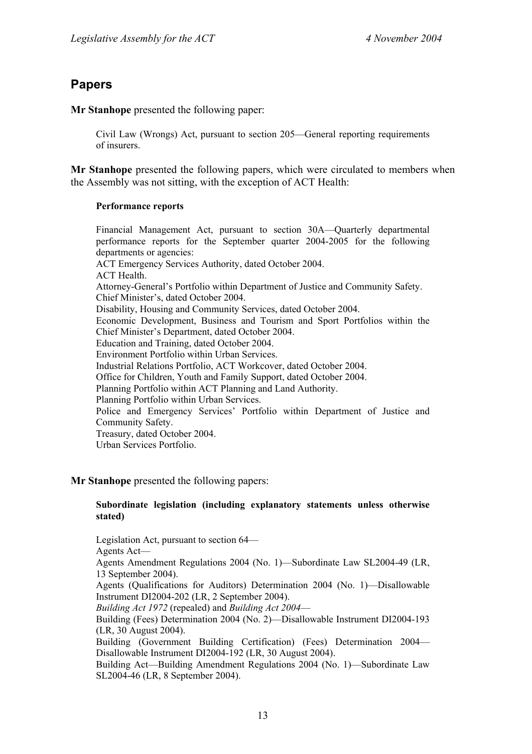## Papers

**Mr Stanhope** presented the following paper:

> Civil Law (Wrongs) Act, pursuant to section 205—General reporting requirements of insurers.

**Mr Stanhope** presented the following papers, which were circulated to members when the Assembly was not sitting, with the exception of ACT Health:

> **Performance reports**
>
> Financial Management Act, pursuant to section 30A—Quarterly departmental performance reports for the September quarter 2004-2005 for the following departments or agencies:
> ACT Emergency Services Authority, dated October 2004.
> ACT Health.
> Attorney-General's Portfolio within Department of Justice and Community Safety.
> Chief Minister's, dated October 2004.
> Disability, Housing and Community Services, dated October 2004.
> Economic Development, Business and Tourism and Sport Portfolios within the Chief Minister's Department, dated October 2004.
> Education and Training, dated October 2004.
> Environment Portfolio within Urban Services.
> Industrial Relations Portfolio, ACT Workcover, dated October 2004.
> Office for Children, Youth and Family Support, dated October 2004.
> Planning Portfolio within ACT Planning and Land Authority.
> Planning Portfolio within Urban Services.
> Police and Emergency Services' Portfolio within Department of Justice and Community Safety.
> Treasury, dated October 2004.
> Urban Services Portfolio.

**Mr Stanhope** presented the following papers:

> **Subordinate legislation (including explanatory statements unless otherwise stated)**
>
> Legislation Act, pursuant to section 64—
> Agents Act—
> Agents Amendment Regulations 2004 (No. 1)—Subordinate Law SL2004-49 (LR, 13 September 2004).
> Agents (Qualifications for Auditors) Determination 2004 (No. 1)—Disallowable Instrument DI2004-202 (LR, 2 September 2004).
> *Building Act 1972* (repealed) and *Building Act 2004*—
> Building (Fees) Determination 2004 (No. 2)—Disallowable Instrument DI2004-193 (LR, 30 August 2004).
> Building (Government Building Certification) (Fees) Determination 2004—Disallowable Instrument DI2004-192 (LR, 30 August 2004).
> Building Act—Building Amendment Regulations 2004 (No. 1)—Subordinate Law SL2004-46 (LR, 8 September 2004).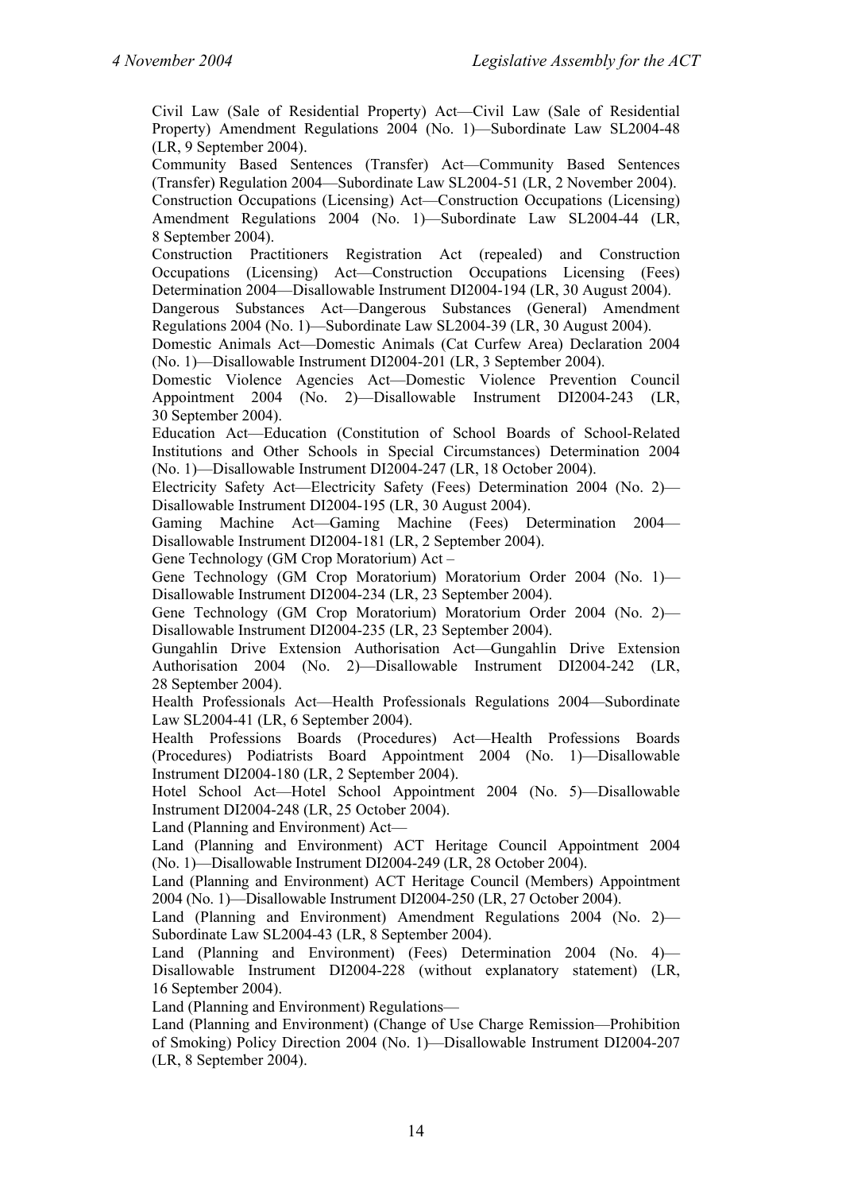Civil Law (Sale of Residential Property) Act—Civil Law (Sale of Residential Property) Amendment Regulations 2004 (No. 1)—Subordinate Law SL2004-48 (LR, 9 September 2004).

Community Based Sentences (Transfer) Act—Community Based Sentences (Transfer) Regulation 2004—Subordinate Law SL2004-51 (LR, 2 November 2004).

Construction Occupations (Licensing) Act—Construction Occupations (Licensing) Amendment Regulations 2004 (No. 1)—Subordinate Law SL2004-44 (LR, 8 September 2004).

Construction Practitioners Registration Act (repealed) and Construction Occupations (Licensing) Act—Construction Occupations Licensing (Fees) Determination 2004—Disallowable Instrument DI2004-194 (LR, 30 August 2004).

Dangerous Substances Act—Dangerous Substances (General) Amendment Regulations 2004 (No. 1)—Subordinate Law SL2004-39 (LR, 30 August 2004).

Domestic Animals Act—Domestic Animals (Cat Curfew Area) Declaration 2004 (No. 1)—Disallowable Instrument DI2004-201 (LR, 3 September 2004).

Domestic Violence Agencies Act—Domestic Violence Prevention Council Appointment 2004 (No. 2)—Disallowable Instrument DI2004-243 (LR, 30 September 2004).

Education Act—Education (Constitution of School Boards of School-Related Institutions and Other Schools in Special Circumstances) Determination 2004 (No. 1)—Disallowable Instrument DI2004-247 (LR, 18 October 2004).

Electricity Safety Act—Electricity Safety (Fees) Determination 2004 (No. 2)—Disallowable Instrument DI2004-195 (LR, 30 August 2004).

Gaming Machine Act—Gaming Machine (Fees) Determination 2004—Disallowable Instrument DI2004-181 (LR, 2 September 2004).

Gene Technology (GM Crop Moratorium) Act –

Gene Technology (GM Crop Moratorium) Moratorium Order 2004 (No. 1)—Disallowable Instrument DI2004-234 (LR, 23 September 2004).

Gene Technology (GM Crop Moratorium) Moratorium Order 2004 (No. 2)—Disallowable Instrument DI2004-235 (LR, 23 September 2004).

Gungahlin Drive Extension Authorisation Act—Gungahlin Drive Extension Authorisation 2004 (No. 2)—Disallowable Instrument DI2004-242 (LR, 28 September 2004).

Health Professionals Act—Health Professionals Regulations 2004—Subordinate Law SL2004-41 (LR, 6 September 2004).

Health Professions Boards (Procedures) Act—Health Professions Boards (Procedures) Podiatrists Board Appointment 2004 (No. 1)—Disallowable Instrument DI2004-180 (LR, 2 September 2004).

Hotel School Act—Hotel School Appointment 2004 (No. 5)—Disallowable Instrument DI2004-248 (LR, 25 October 2004).

Land (Planning and Environment) Act—

Land (Planning and Environment) ACT Heritage Council Appointment 2004 (No. 1)—Disallowable Instrument DI2004-249 (LR, 28 October 2004).

Land (Planning and Environment) ACT Heritage Council (Members) Appointment 2004 (No. 1)—Disallowable Instrument DI2004-250 (LR, 27 October 2004).

Land (Planning and Environment) Amendment Regulations 2004 (No. 2)—Subordinate Law SL2004-43 (LR, 8 September 2004).

Land (Planning and Environment) (Fees) Determination 2004 (No. 4)—Disallowable Instrument DI2004-228 (without explanatory statement) (LR, 16 September 2004).

Land (Planning and Environment) Regulations—

Land (Planning and Environment) (Change of Use Charge Remission—Prohibition of Smoking) Policy Direction 2004 (No. 1)—Disallowable Instrument DI2004-207 (LR, 8 September 2004).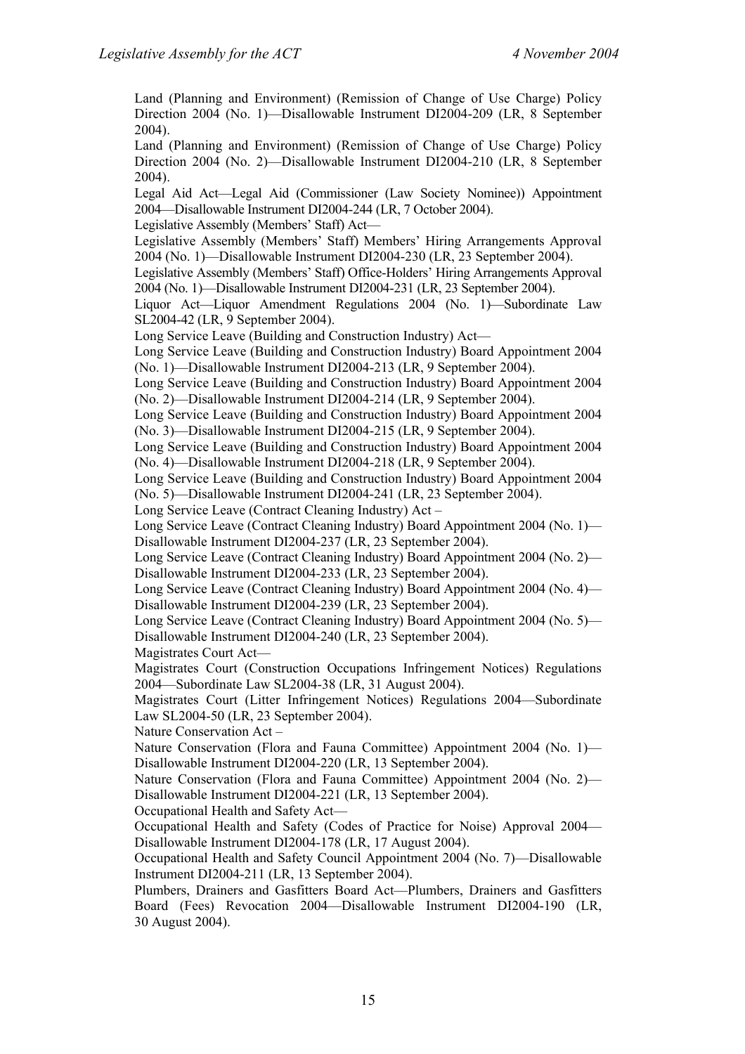Land (Planning and Environment) (Remission of Change of Use Charge) Policy Direction 2004 (No. 1)—Disallowable Instrument DI2004-209 (LR, 8 September 2004).

Land (Planning and Environment) (Remission of Change of Use Charge) Policy Direction 2004 (No. 2)—Disallowable Instrument DI2004-210 (LR, 8 September 2004).

Legal Aid Act—Legal Aid (Commissioner (Law Society Nominee)) Appointment 2004—Disallowable Instrument DI2004-244 (LR, 7 October 2004).

Legislative Assembly (Members' Staff) Act—

Legislative Assembly (Members' Staff) Members' Hiring Arrangements Approval 2004 (No. 1)—Disallowable Instrument DI2004-230 (LR, 23 September 2004).

Legislative Assembly (Members' Staff) Office-Holders' Hiring Arrangements Approval 2004 (No. 1)—Disallowable Instrument DI2004-231 (LR, 23 September 2004).

Liquor Act—Liquor Amendment Regulations 2004 (No. 1)—Subordinate Law SL2004-42 (LR, 9 September 2004).

Long Service Leave (Building and Construction Industry) Act—

Long Service Leave (Building and Construction Industry) Board Appointment 2004 (No. 1)—Disallowable Instrument DI2004-213 (LR, 9 September 2004).

Long Service Leave (Building and Construction Industry) Board Appointment 2004 (No. 2)—Disallowable Instrument DI2004-214 (LR, 9 September 2004).

Long Service Leave (Building and Construction Industry) Board Appointment 2004 (No. 3)—Disallowable Instrument DI2004-215 (LR, 9 September 2004).

Long Service Leave (Building and Construction Industry) Board Appointment 2004 (No. 4)—Disallowable Instrument DI2004-218 (LR, 9 September 2004).

Long Service Leave (Building and Construction Industry) Board Appointment 2004 (No. 5)—Disallowable Instrument DI2004-241 (LR, 23 September 2004).

Long Service Leave (Contract Cleaning Industry) Act –

Long Service Leave (Contract Cleaning Industry) Board Appointment 2004 (No. 1)—Disallowable Instrument DI2004-237 (LR, 23 September 2004).

Long Service Leave (Contract Cleaning Industry) Board Appointment 2004 (No. 2)—Disallowable Instrument DI2004-233 (LR, 23 September 2004).

Long Service Leave (Contract Cleaning Industry) Board Appointment 2004 (No. 4)—Disallowable Instrument DI2004-239 (LR, 23 September 2004).

Long Service Leave (Contract Cleaning Industry) Board Appointment 2004 (No. 5)—Disallowable Instrument DI2004-240 (LR, 23 September 2004).

Magistrates Court Act—

Magistrates Court (Construction Occupations Infringement Notices) Regulations 2004—Subordinate Law SL2004-38 (LR, 31 August 2004).

Magistrates Court (Litter Infringement Notices) Regulations 2004—Subordinate Law SL2004-50 (LR, 23 September 2004).

Nature Conservation Act –

Nature Conservation (Flora and Fauna Committee) Appointment 2004 (No. 1)—Disallowable Instrument DI2004-220 (LR, 13 September 2004).

Nature Conservation (Flora and Fauna Committee) Appointment 2004 (No. 2)—Disallowable Instrument DI2004-221 (LR, 13 September 2004).

Occupational Health and Safety Act—

Occupational Health and Safety (Codes of Practice for Noise) Approval 2004—Disallowable Instrument DI2004-178 (LR, 17 August 2004).

Occupational Health and Safety Council Appointment 2004 (No. 7)—Disallowable Instrument DI2004-211 (LR, 13 September 2004).

Plumbers, Drainers and Gasfitters Board Act—Plumbers, Drainers and Gasfitters Board (Fees) Revocation 2004—Disallowable Instrument DI2004-190 (LR, 30 August 2004).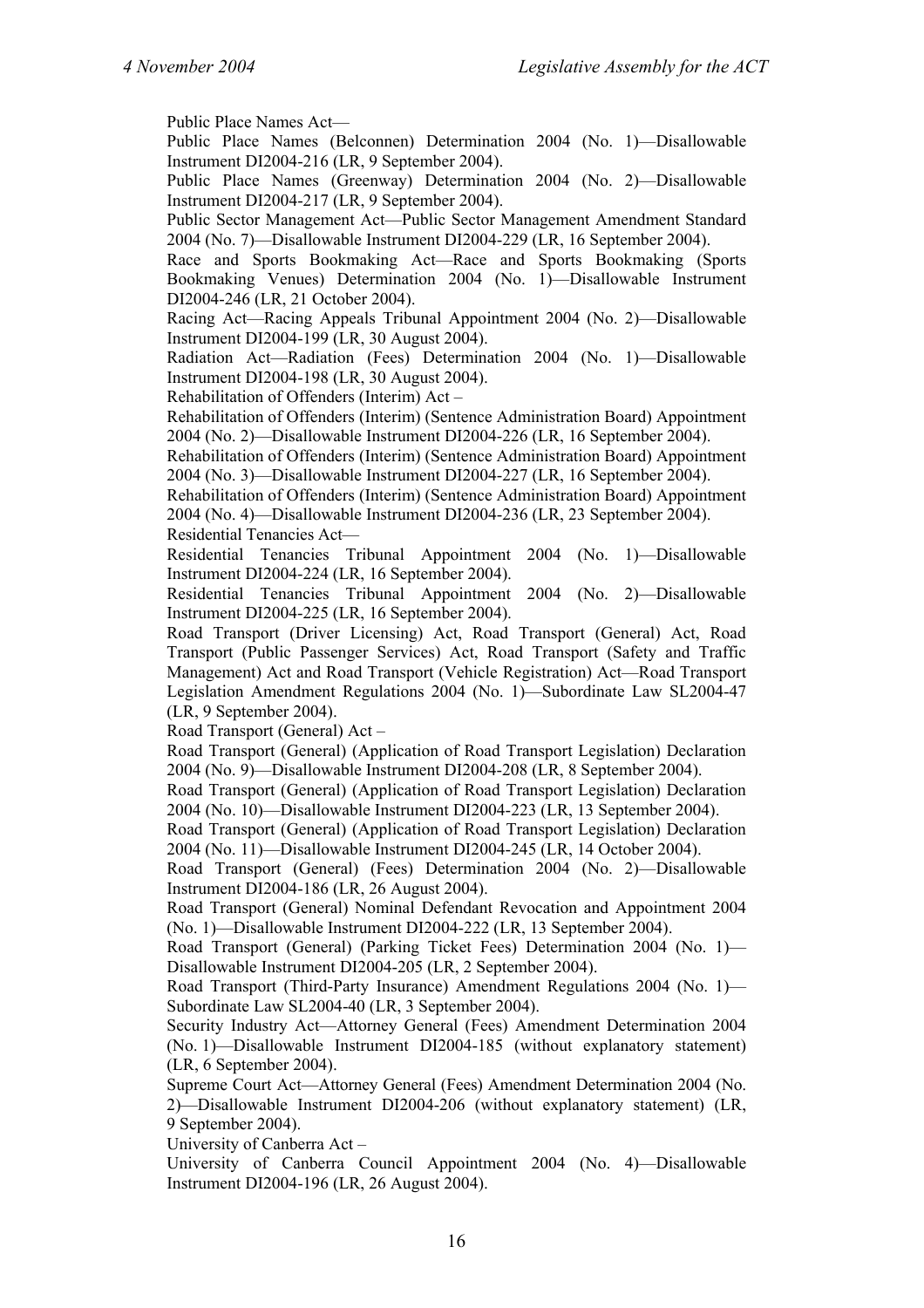Public Place Names Act—

Public Place Names (Belconnen) Determination 2004 (No. 1)—Disallowable Instrument DI2004-216 (LR, 9 September 2004).

Public Place Names (Greenway) Determination 2004 (No. 2)—Disallowable Instrument DI2004-217 (LR, 9 September 2004).

Public Sector Management Act—Public Sector Management Amendment Standard 2004 (No. 7)—Disallowable Instrument DI2004-229 (LR, 16 September 2004).

Race and Sports Bookmaking Act—Race and Sports Bookmaking (Sports Bookmaking Venues) Determination 2004 (No. 1)—Disallowable Instrument DI2004-246 (LR, 21 October 2004).

Racing Act—Racing Appeals Tribunal Appointment 2004 (No. 2)—Disallowable Instrument DI2004-199 (LR, 30 August 2004).

Radiation Act—Radiation (Fees) Determination 2004 (No. 1)—Disallowable Instrument DI2004-198 (LR, 30 August 2004).

Rehabilitation of Offenders (Interim) Act –

Rehabilitation of Offenders (Interim) (Sentence Administration Board) Appointment 2004 (No. 2)—Disallowable Instrument DI2004-226 (LR, 16 September 2004).

Rehabilitation of Offenders (Interim) (Sentence Administration Board) Appointment 2004 (No. 3)—Disallowable Instrument DI2004-227 (LR, 16 September 2004).

Rehabilitation of Offenders (Interim) (Sentence Administration Board) Appointment 2004 (No. 4)—Disallowable Instrument DI2004-236 (LR, 23 September 2004).

Residential Tenancies Act—

Residential Tenancies Tribunal Appointment 2004 (No. 1)—Disallowable Instrument DI2004-224 (LR, 16 September 2004).

Residential Tenancies Tribunal Appointment 2004 (No. 2)—Disallowable Instrument DI2004-225 (LR, 16 September 2004).

Road Transport (Driver Licensing) Act, Road Transport (General) Act, Road Transport (Public Passenger Services) Act, Road Transport (Safety and Traffic Management) Act and Road Transport (Vehicle Registration) Act—Road Transport Legislation Amendment Regulations 2004 (No. 1)—Subordinate Law SL2004-47 (LR, 9 September 2004).

Road Transport (General) Act –

Road Transport (General) (Application of Road Transport Legislation) Declaration 2004 (No. 9)—Disallowable Instrument DI2004-208 (LR, 8 September 2004).

Road Transport (General) (Application of Road Transport Legislation) Declaration 2004 (No. 10)—Disallowable Instrument DI2004-223 (LR, 13 September 2004).

Road Transport (General) (Application of Road Transport Legislation) Declaration 2004 (No. 11)—Disallowable Instrument DI2004-245 (LR, 14 October 2004).

Road Transport (General) (Fees) Determination 2004 (No. 2)—Disallowable Instrument DI2004-186 (LR, 26 August 2004).

Road Transport (General) Nominal Defendant Revocation and Appointment 2004 (No. 1)—Disallowable Instrument DI2004-222 (LR, 13 September 2004).

Road Transport (General) (Parking Ticket Fees) Determination 2004 (No. 1)—Disallowable Instrument DI2004-205 (LR, 2 September 2004).

Road Transport (Third-Party Insurance) Amendment Regulations 2004 (No. 1)—Subordinate Law SL2004-40 (LR, 3 September 2004).

Security Industry Act—Attorney General (Fees) Amendment Determination 2004 (No. 1)—Disallowable Instrument DI2004-185 (without explanatory statement) (LR, 6 September 2004).

Supreme Court Act—Attorney General (Fees) Amendment Determination 2004 (No. 2)—Disallowable Instrument DI2004-206 (without explanatory statement) (LR, 9 September 2004).

University of Canberra Act –

University of Canberra Council Appointment 2004 (No. 4)—Disallowable Instrument DI2004-196 (LR, 26 August 2004).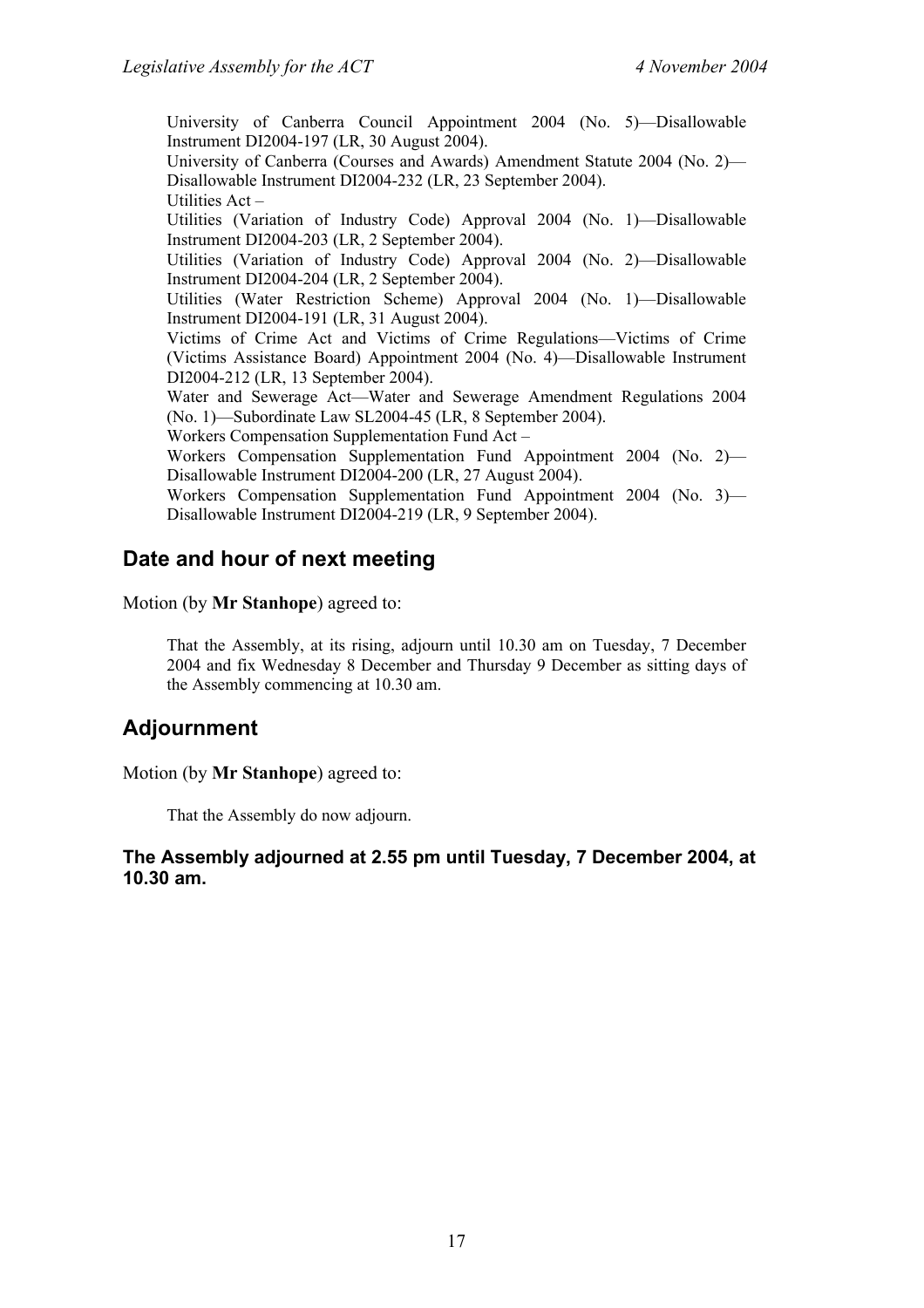University of Canberra Council Appointment 2004 (No. 5)—Disallowable Instrument DI2004-197 (LR, 30 August 2004).

University of Canberra (Courses and Awards) Amendment Statute 2004 (No. 2)—Disallowable Instrument DI2004-232 (LR, 23 September 2004).

Utilities Act –

Utilities (Variation of Industry Code) Approval 2004 (No. 1)—Disallowable Instrument DI2004-203 (LR, 2 September 2004).

Utilities (Variation of Industry Code) Approval 2004 (No. 2)—Disallowable Instrument DI2004-204 (LR, 2 September 2004).

Utilities (Water Restriction Scheme) Approval 2004 (No. 1)—Disallowable Instrument DI2004-191 (LR, 31 August 2004).

Victims of Crime Act and Victims of Crime Regulations—Victims of Crime (Victims Assistance Board) Appointment 2004 (No. 4)—Disallowable Instrument DI2004-212 (LR, 13 September 2004).

Water and Sewerage Act—Water and Sewerage Amendment Regulations 2004 (No. 1)—Subordinate Law SL2004-45 (LR, 8 September 2004).

Workers Compensation Supplementation Fund Act –

Workers Compensation Supplementation Fund Appointment 2004 (No. 2)—Disallowable Instrument DI2004-200 (LR, 27 August 2004).

Workers Compensation Supplementation Fund Appointment 2004 (No. 3)—Disallowable Instrument DI2004-219 (LR, 9 September 2004).

## Date and hour of next meeting

Motion (by **Mr Stanhope**) agreed to:

> That the Assembly, at its rising, adjourn until 10.30 am on Tuesday, 7 December 2004 and fix Wednesday 8 December and Thursday 9 December as sitting days of the Assembly commencing at 10.30 am.

## Adjournment

Motion (by **Mr Stanhope**) agreed to:

> That the Assembly do now adjourn.

**The Assembly adjourned at 2.55 pm until Tuesday, 7 December 2004, at 10.30 am.**